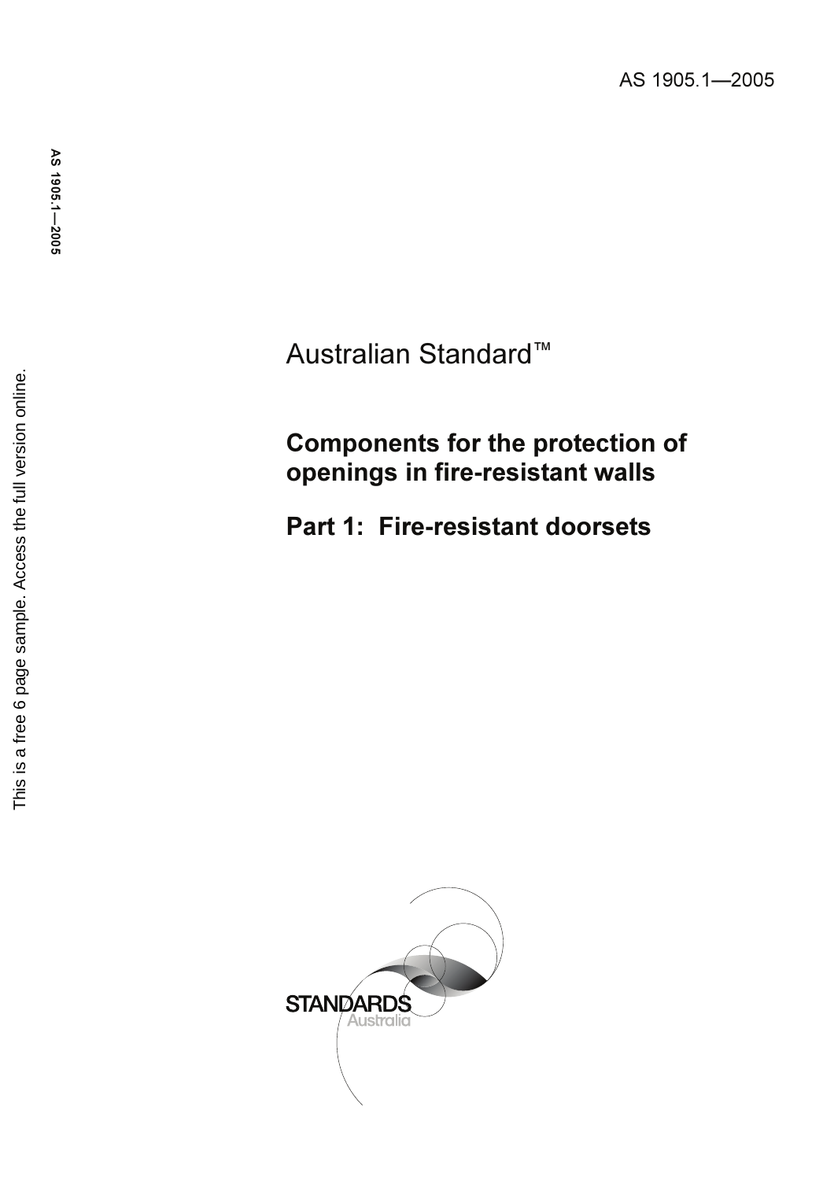AS 1905.1—2005

Australian Standard™

# Components for the protection of openings in fire-resistant walls

## Part 1: Fire-resistant doorsets

This is a free 6 page sample. Access the full version online.

STANDARDS Australia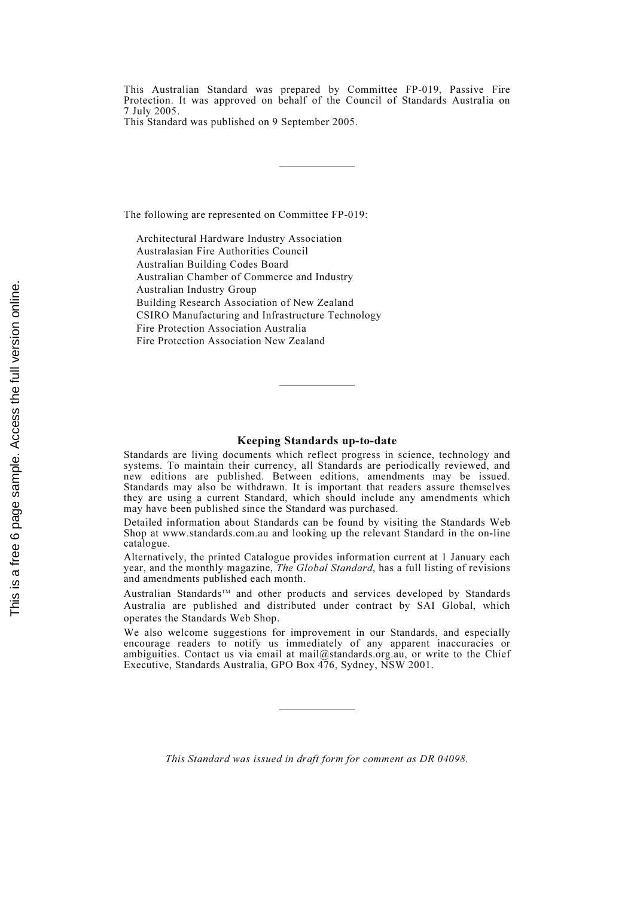This Australian Standard was prepared by Committee FP-019, Passive Fire Protection. It was approved on behalf of the Council of Standards Australia on 7 July 2005.
This Standard was published on 9 September 2005.

---

The following are represented on Committee FP-019:

- Architectural Hardware Industry Association
- Australasian Fire Authorities Council
- Australian Building Codes Board
- Australian Chamber of Commerce and Industry
- Australian Industry Group
- Building Research Association of New Zealand
- CSIRO Manufacturing and Infrastructure Technology
- Fire Protection Association Australia
- Fire Protection Association New Zealand

---

**Keeping Standards up-to-date**

Standards are living documents which reflect progress in science, technology and systems. To maintain their currency, all Standards are periodically reviewed, and new editions are published. Between editions, amendments may be issued. Standards may also be withdrawn. It is important that readers assure themselves they are using a current Standard, which should include any amendments which may have been published since the Standard was purchased.

Detailed information about Standards can be found by visiting the Standards Web Shop at www.standards.com.au and looking up the relevant Standard in the on-line catalogue.

Alternatively, the printed Catalogue provides information current at 1 January each year, and the monthly magazine, *The Global Standard*, has a full listing of revisions and amendments published each month.

Australian Standards™ and other products and services developed by Standards Australia are published and distributed under contract by SAI Global, which operates the Standards Web Shop.

We also welcome suggestions for improvement in our Standards, and especially encourage readers to notify us immediately of any apparent inaccuracies or ambiguities. Contact us via email at mail@standards.org.au, or write to the Chief Executive, Standards Australia, GPO Box 476, Sydney, NSW 2001.

---

*This Standard was issued in draft form for comment as DR 04098.*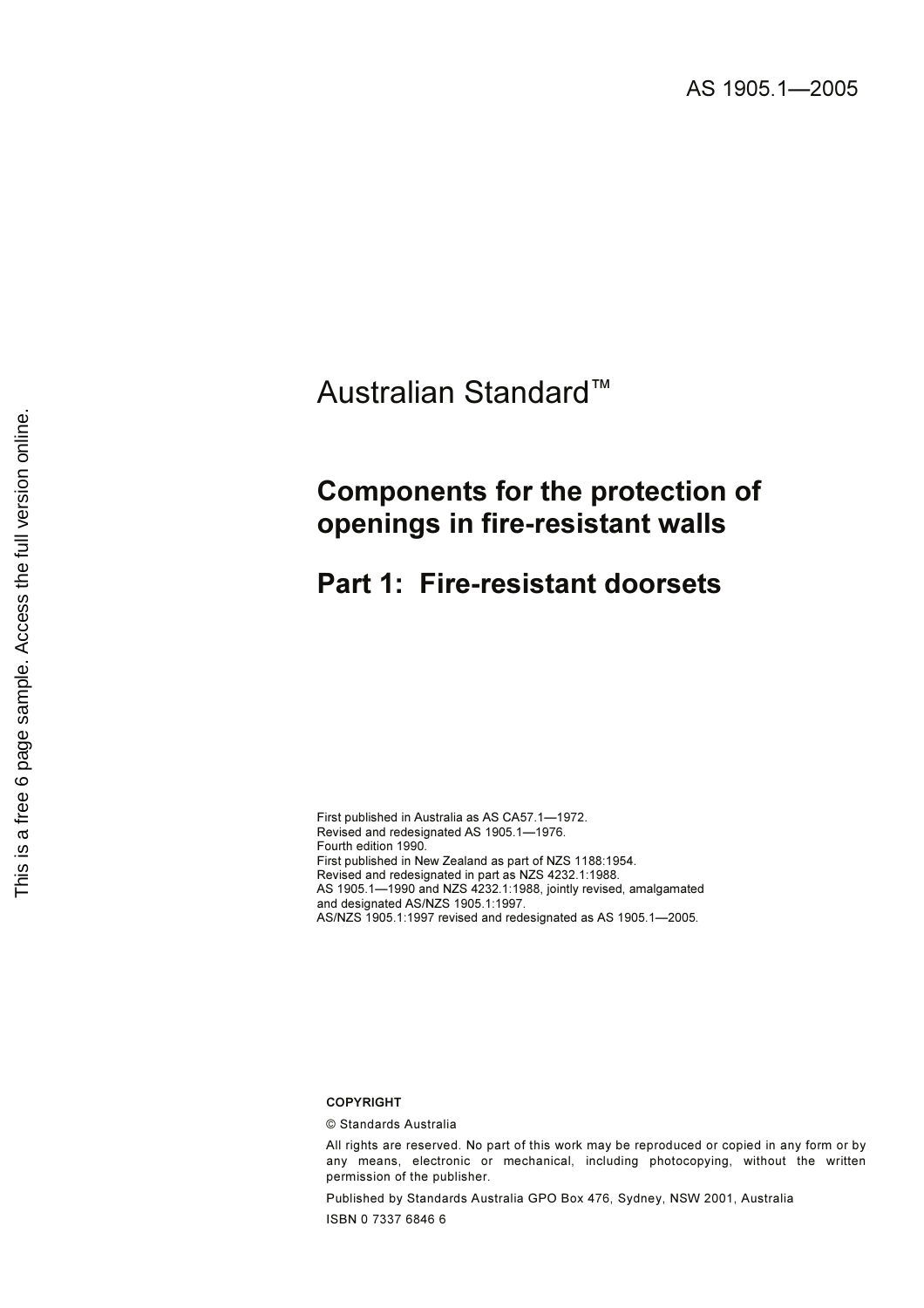AS 1905.1—2005

# Australian Standard™

## Components for the protection of openings in fire-resistant walls

## Part 1: Fire-resistant doorsets

First published in Australia as AS CA57.1—1972.
Revised and redesignated AS 1905.1—1976.
Fourth edition 1990.
First published in New Zealand as part of NZS 1188:1954.
Revised and redesignated in part as NZS 4232.1:1988.
AS 1905.1—1990 and NZS 4232.1:1988, jointly revised, amalgamated and designated AS/NZS 1905.1:1997.
AS/NZS 1905.1:1997 revised and redesignated as AS 1905.1—2005.

**COPYRIGHT**

© Standards Australia

All rights are reserved. No part of this work may be reproduced or copied in any form or by any means, electronic or mechanical, including photocopying, without the written permission of the publisher.

Published by Standards Australia GPO Box 476, Sydney, NSW 2001, Australia

ISBN 0 7337 6846 6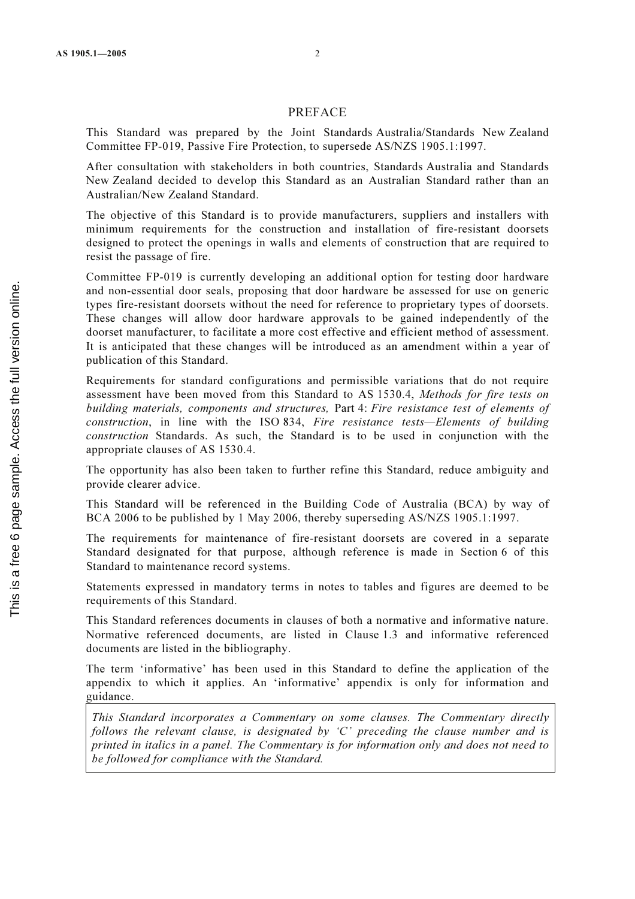# PREFACE

This Standard was prepared by the Joint Standards Australia/Standards New Zealand Committee FP-019, Passive Fire Protection, to supersede AS/NZS 1905.1:1997.

After consultation with stakeholders in both countries, Standards Australia and Standards New Zealand decided to develop this Standard as an Australian Standard rather than an Australian/New Zealand Standard.

The objective of this Standard is to provide manufacturers, suppliers and installers with minimum requirements for the construction and installation of fire-resistant doorsets designed to protect the openings in walls and elements of construction that are required to resist the passage of fire.

Committee FP-019 is currently developing an additional option for testing door hardware and non-essential door seals, proposing that door hardware be assessed for use on generic types fire-resistant doorsets without the need for reference to proprietary types of doorsets. These changes will allow door hardware approvals to be gained independently of the doorset manufacturer, to facilitate a more cost effective and efficient method of assessment. It is anticipated that these changes will be introduced as an amendment within a year of publication of this Standard.

Requirements for standard configurations and permissible variations that do not require assessment have been moved from this Standard to AS 1530.4, *Methods for fire tests on building materials, components and structures,* Part 4: *Fire resistance test of elements of construction*, in line with the ISO 834, *Fire resistance tests—Elements of building construction* Standards. As such, the Standard is to be used in conjunction with the appropriate clauses of AS 1530.4.

The opportunity has also been taken to further refine this Standard, reduce ambiguity and provide clearer advice.

This Standard will be referenced in the Building Code of Australia (BCA) by way of BCA 2006 to be published by 1 May 2006, thereby superseding AS/NZS 1905.1:1997.

The requirements for maintenance of fire-resistant doorsets are covered in a separate Standard designated for that purpose, although reference is made in Section 6 of this Standard to maintenance record systems.

Statements expressed in mandatory terms in notes to tables and figures are deemed to be requirements of this Standard.

This Standard references documents in clauses of both a normative and informative nature. Normative referenced documents, are listed in Clause 1.3 and informative referenced documents are listed in the bibliography.

The term 'informative' has been used in this Standard to define the application of the appendix to which it applies. An 'informative' appendix is only for information and guidance.

*This Standard incorporates a Commentary on some clauses. The Commentary directly follows the relevant clause, is designated by 'C' preceding the clause number and is printed in italics in a panel. The Commentary is for information only and does not need to be followed for compliance with the Standard.*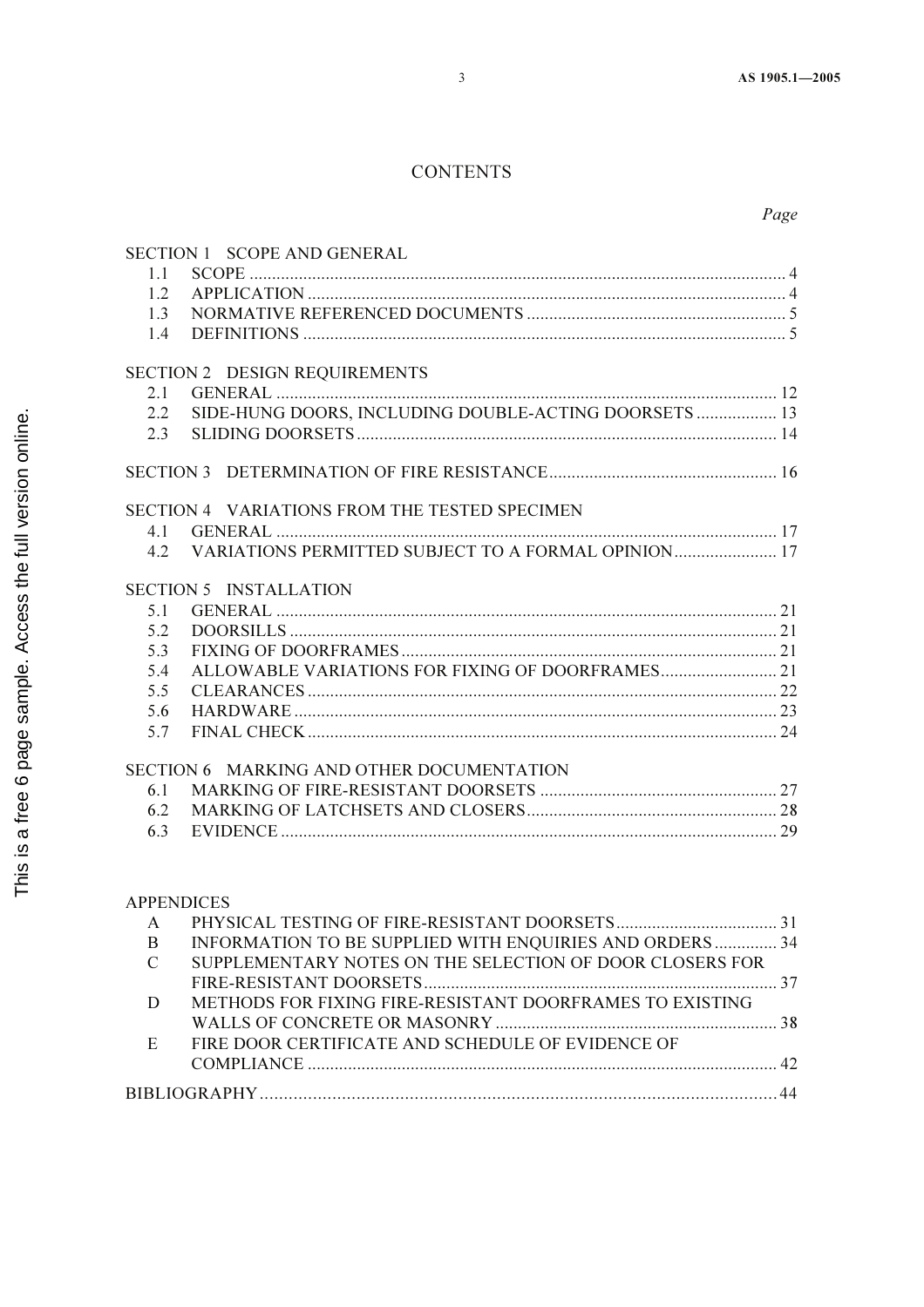# CONTENTS

*Page*

SECTION 1 SCOPE AND GENERAL

- 1.1 SCOPE ........................................................................................................ 4
- 1.2 APPLICATION ........................................................................................... 4
- 1.3 NORMATIVE REFERENCED DOCUMENTS ........................................... 5
- 1.4 DEFINITIONS ............................................................................................ 5

SECTION 2 DESIGN REQUIREMENTS

- 2.1 GENERAL ................................................................................................ 12
- 2.2 SIDE-HUNG DOORS, INCLUDING DOUBLE-ACTING DOORSETS .................. 13
- 2.3 SLIDING DOORSETS .............................................................................. 14

SECTION 3 DETERMINATION OF FIRE RESISTANCE ................................................... 16

SECTION 4 VARIATIONS FROM THE TESTED SPECIMEN

- 4.1 GENERAL ................................................................................................ 17
- 4.2 VARIATIONS PERMITTED SUBJECT TO A FORMAL OPINION ....................... 17

SECTION 5 INSTALLATION

- 5.1 GENERAL ................................................................................................ 21
- 5.2 DOORSILLS ............................................................................................. 21
- 5.3 FIXING OF DOORFRAMES .................................................................... 21
- 5.4 ALLOWABLE VARIATIONS FOR FIXING OF DOORFRAMES .......................... 21
- 5.5 CLEARANCES ......................................................................................... 22
- 5.6 HARDWARE ............................................................................................ 23
- 5.7 FINAL CHECK ......................................................................................... 24

SECTION 6 MARKING AND OTHER DOCUMENTATION

- 6.1 MARKING OF FIRE-RESISTANT DOORSETS ..................................................... 27
- 6.2 MARKING OF LATCHSETS AND CLOSERS ........................................................ 28
- 6.3 EVIDENCE ............................................................................................... 29

APPENDICES

- A PHYSICAL TESTING OF FIRE-RESISTANT DOORSETS .................................... 31
- B INFORMATION TO BE SUPPLIED WITH ENQUIRIES AND ORDERS .............. 34
- C SUPPLEMENTARY NOTES ON THE SELECTION OF DOOR CLOSERS FOR FIRE-RESISTANT DOORSETS ............................................................................... 37
- D METHODS FOR FIXING FIRE-RESISTANT DOORFRAMES TO EXISTING WALLS OF CONCRETE OR MASONRY ............................................................... 38
- E FIRE DOOR CERTIFICATE AND SCHEDULE OF EVIDENCE OF COMPLIANCE ........................................................................................................ 42

BIBLIOGRAPHY.............................................................................................................. 44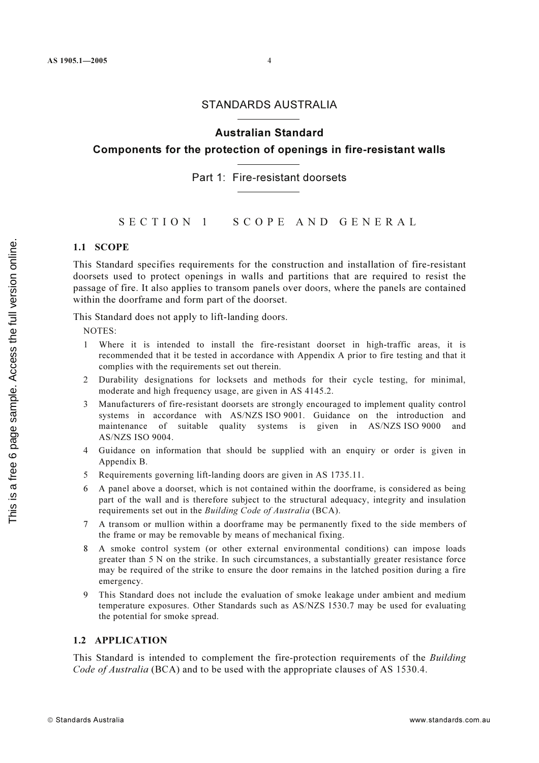STANDARDS AUSTRALIA

# Australian Standard

## Components for the protection of openings in fire-resistant walls

## Part 1: Fire-resistant doorsets

## SECTION 1 SCOPE AND GENERAL

### 1.1 SCOPE

This Standard specifies requirements for the construction and installation of fire-resistant doorsets used to protect openings in walls and partitions that are required to resist the passage of fire. It also applies to transom panels over doors, where the panels are contained within the doorframe and form part of the doorset.

This Standard does not apply to lift-landing doors.

NOTES:

1. Where it is intended to install the fire-resistant doorset in high-traffic areas, it is recommended that it be tested in accordance with Appendix A prior to fire testing and that it complies with the requirements set out therein.
2. Durability designations for locksets and methods for their cycle testing, for minimal, moderate and high frequency usage, are given in AS 4145.2.
3. Manufacturers of fire-resistant doorsets are strongly encouraged to implement quality control systems in accordance with AS/NZS ISO 9001. Guidance on the introduction and maintenance of suitable quality systems is given in AS/NZS ISO 9000 and AS/NZS ISO 9004.
4. Guidance on information that should be supplied with an enquiry or order is given in Appendix B.
5. Requirements governing lift-landing doors are given in AS 1735.11.
6. A panel above a doorset, which is not contained within the doorframe, is considered as being part of the wall and is therefore subject to the structural adequacy, integrity and insulation requirements set out in the *Building Code of Australia* (BCA).
7. A transom or mullion within a doorframe may be permanently fixed to the side members of the frame or may be removable by means of mechanical fixing.
8. A smoke control system (or other external environmental conditions) can impose loads greater than 5 N on the strike. In such circumstances, a substantially greater resistance force may be required of the strike to ensure the door remains in the latched position during a fire emergency.
9. This Standard does not include the evaluation of smoke leakage under ambient and medium temperature exposures. Other Standards such as AS/NZS 1530.7 may be used for evaluating the potential for smoke spread.

### 1.2 APPLICATION

This Standard is intended to complement the fire-protection requirements of the *Building Code of Australia* (BCA) and to be used with the appropriate clauses of AS 1530.4.